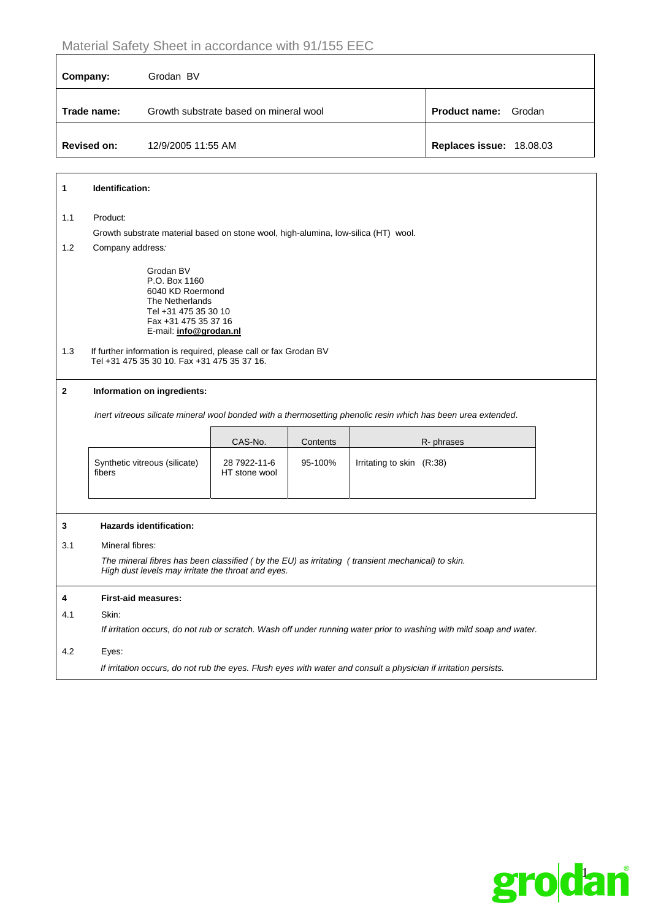Material Safety Sheet in accordance with 91/155 EEC

| **Company:** | Grodan BV | | |
|---|---|---|---|
| **Trade name:** | Growth substrate based on mineral wool | **Product name:** | Grodan |
| **Revised on:** | 12/9/2005 11:55 AM | **Replaces issue:** | 18.08.03 |

## 1 Identification:

1.1 Product:

Growth substrate material based on stone wool, high-alumina, low-silica (HT) wool.

1.2 Company address:

Grodan BV
P.O. Box 1160
6040 KD Roermond
The Netherlands
Tel +31 475 35 30 10
Fax +31 475 35 37 16
E-mail: **info@grodan.nl**

1.3 If further information is required, please call or fax Grodan BV
Tel +31 475 35 30 10. Fax +31 475 35 37 16.

## 2 Information on ingredients:

*Inert vitreous silicate mineral wool bonded with a thermosetting phenolic resin which has been urea extended.*

| | CAS-No. | Contents | R- phrases |
|---|---|---|---|
| Synthetic vitreous (silicate) fibers | 28 7922-11-6 HT stone wool | 95-100% | Irritating to skin (R:38) |

## 3 Hazards identification:

3.1 Mineral fibres:

*The mineral fibres has been classified ( by the EU) as irritating ( transient mechanical) to skin. High dust levels may irritate the throat and eyes.*

## 4 First-aid measures:

4.1 Skin:

*If irritation occurs, do not rub or scratch. Wash off under running water prior to washing with mild soap and water.*

4.2 Eyes:

*If irritation occurs, do not rub the eyes. Flush eyes with water and consult a physician if irritation persists.*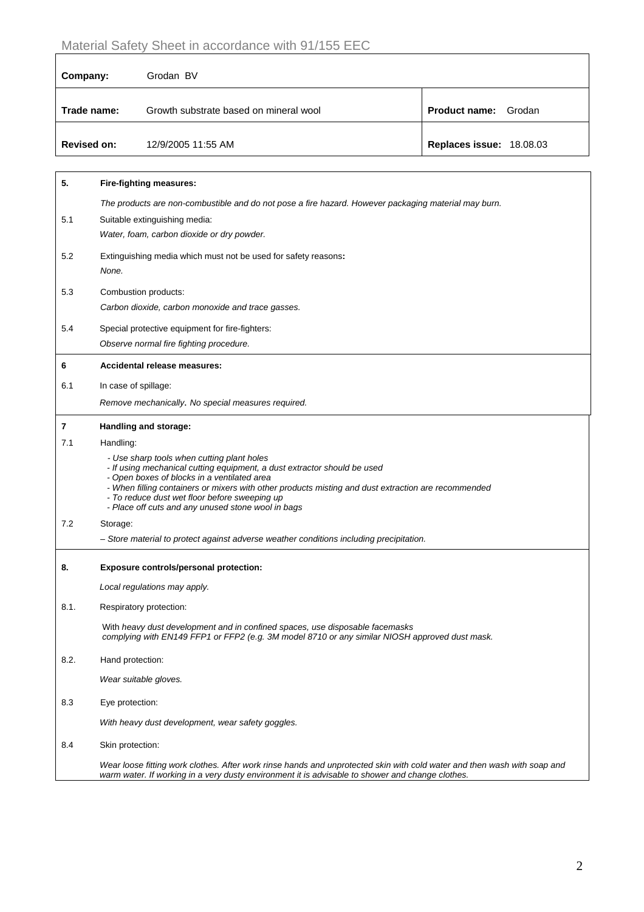Material Safety Sheet in accordance with 91/155 EEC

| **Company:** | Grodan BV | |
|---|---|---|
| **Trade name:** | Growth substrate based on mineral wool | **Product name:** Grodan |
| **Revised on:** | 12/9/2005 11:55 AM | **Replaces issue:** 18.08.03 |

**5. Fire-fighting measures:**

*The products are non-combustible and do not pose a fire hazard. However packaging material may burn.*

5.1 Suitable extinguishing media:

*Water, foam, carbon dioxide or dry powder.*

5.2 Extinguishing media which must not be used for safety reasons**:**

*None.*

5.3 Combustion products:

*Carbon dioxide, carbon monoxide and trace gasses.*

5.4 Special protective equipment for fire-fighters:

*Observe normal fire fighting procedure.*

**6 Accidental release measures:**

6.1 In case of spillage:

*Remove mechanically***.** *No special measures required.*

**7 Handling and storage:**

7.1 Handling:

- *Use sharp tools when cutting plant holes*
- *If using mechanical cutting equipment, a dust extractor should be used*
- *Open boxes of blocks in a ventilated area*
- *When filling containers or mixers with other products misting and dust extraction are recommended*
- *To reduce dust wet floor before sweeping up*
- *Place off cuts and any unused stone wool in bags*

7.2 Storage:

– *Store material to protect against adverse weather conditions including precipitation.*

**8. Exposure controls/personal protection:**

*Local regulations may apply.*

8.1. Respiratory protection:

With *heavy dust development and in confined spaces, use disposable facemasks complying with EN149 FFP1 or FFP2 (e.g. 3M model 8710 or any similar NIOSH approved dust mask.*

8.2. Hand protection:

*Wear suitable gloves.*

8.3 Eye protection:

*With heavy dust development, wear safety goggles.*

8.4 Skin protection:

*Wear loose fitting work clothes. After work rinse hands and unprotected skin with cold water and then wash with soap and warm water. If working in a very dusty environment it is advisable to shower and change clothes.*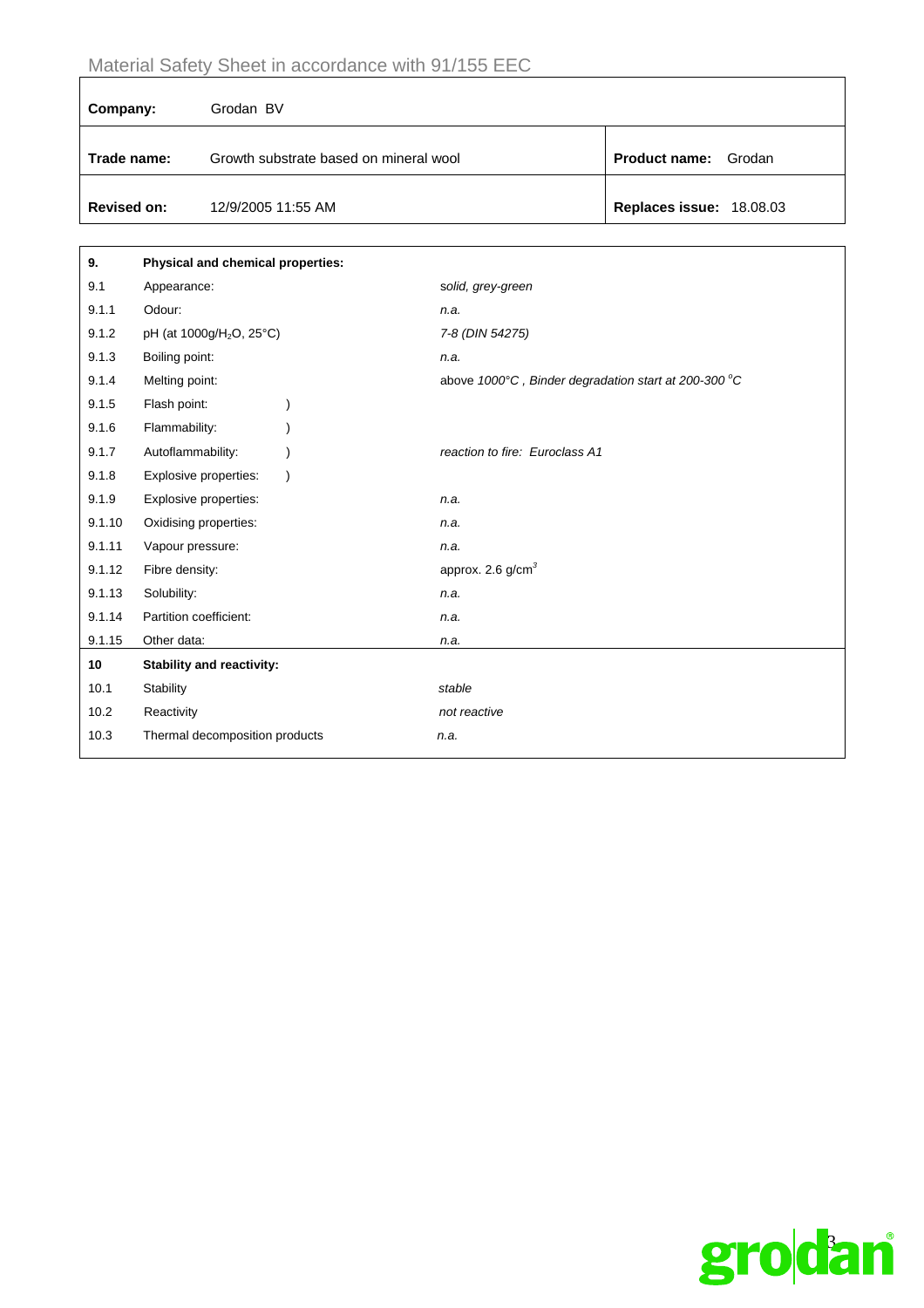Material Safety Sheet in accordance with 91/155 EEC

| | | | |
|---|---|---|---|
| **Company:** | Grodan BV | | |
| **Trade name:** | Growth substrate based on mineral wool | **Product name:** | Grodan |
| **Revised on:** | 12/9/2005 11:55 AM | **Replaces issue:** | 18.08.03 |

| | | |
|---|---|---|
| **9.** | **Physical and chemical properties:** | |
| 9.1 | Appearance: | *solid, grey-green* |
| 9.1.1 | Odour: | *n.a.* |
| 9.1.2 | pH (at 1000g/$H_2O$, 25°C) | *7-8 (DIN 54275)* |
| 9.1.3 | Boiling point: | *n.a.* |
| 9.1.4 | Melting point: | above *1000°C , Binder degradation start at 200-300 °C* |
| 9.1.5 | Flash point: ) | |
| 9.1.6 | Flammability: ) | |
| 9.1.7 | Autoflammability: ) | *reaction to fire: Euroclass A1* |
| 9.1.8 | Explosive properties: ) | |
| 9.1.9 | Explosive properties: | *n.a.* |
| 9.1.10 | Oxidising properties: | *n.a.* |
| 9.1.11 | Vapour pressure: | *n.a.* |
| 9.1.12 | Fibre density: | approx. 2.6 g/$cm^3$ |
| 9.1.13 | Solubility: | *n.a.* |
| 9.1.14 | Partition coefficient: | *n.a.* |
| 9.1.15 | Other data: | *n.a.* |
| **10** | **Stability and reactivity:** | |
| 10.1 | Stability | *stable* |
| 10.2 | Reactivity | *not reactive* |
| 10.3 | Thermal decomposition products | *n.a.* |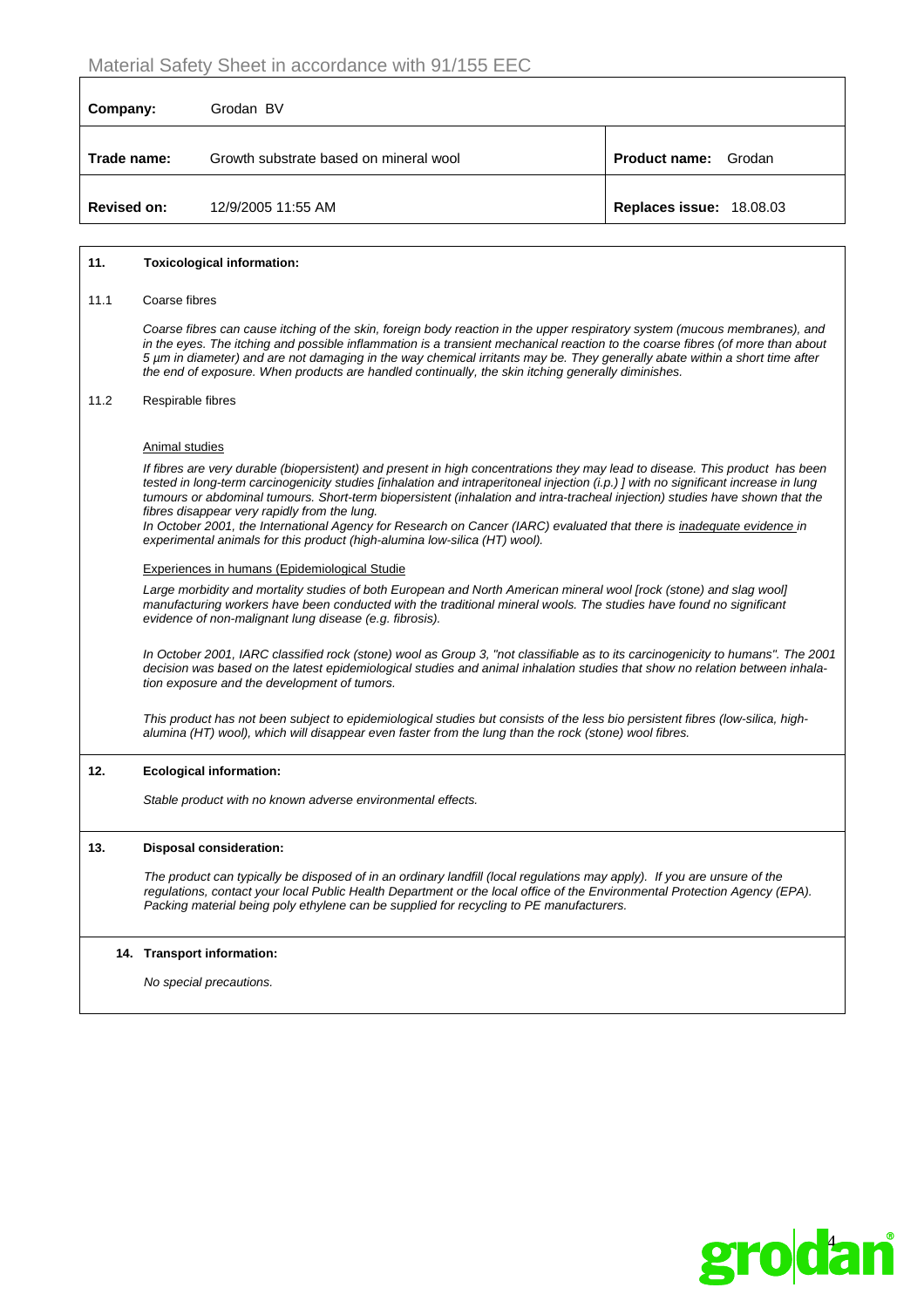Material Safety Sheet in accordance with 91/155 EEC

| **Company:** | Grodan BV | |
|---|---|---|
| **Trade name:** | Growth substrate based on mineral wool | **Product name:** Grodan |
| **Revised on:** | 12/9/2005 11:55 AM | **Replaces issue:** 18.08.03 |

## 11. Toxicological information:

### 11.1 Coarse fibres

*Coarse fibres can cause itching of the skin, foreign body reaction in the upper respiratory system (mucous membranes), and in the eyes. The itching and possible inflammation is a transient mechanical reaction to the coarse fibres (of more than about 5 µm in diameter) and are not damaging in the way chemical irritants may be. They generally abate within a short time after the end of exposure. When products are handled continually, the skin itching generally diminishes.*

### 11.2 Respirable fibres

Animal studies

*If fibres are very durable (biopersistent) and present in high concentrations they may lead to disease. This product has been tested in long-term carcinogenicity studies [inhalation and intraperitoneal injection (i.p.) ] with no significant increase in lung tumours or abdominal tumours. Short-term biopersistent (inhalation and intra-tracheal injection) studies have shown that the fibres disappear very rapidly from the lung.*
*In October 2001, the International Agency for Research on Cancer (IARC) evaluated that there is inadequate evidence in experimental animals for this product (high-alumina low-silica (HT) wool).*

Experiences in humans (Epidemiological Studie

*Large morbidity and mortality studies of both European and North American mineral wool [rock (stone) and slag wool] manufacturing workers have been conducted with the traditional mineral wools. The studies have found no significant evidence of non-malignant lung disease (e.g. fibrosis).*

*In October 2001, IARC classified rock (stone) wool as Group 3, "not classifiable as to its carcinogenicity to humans". The 2001 decision was based on the latest epidemiological studies and animal inhalation studies that show no relation between inhalation exposure and the development of tumors.*

*This product has not been subject to epidemiological studies but consists of the less bio persistent fibres (low-silica, high-alumina (HT) wool), which will disappear even faster from the lung than the rock (stone) wool fibres.*

## 12. Ecological information:

*Stable product with no known adverse environmental effects.*

## 13. Disposal consideration:

*The product can typically be disposed of in an ordinary landfill (local regulations may apply). If you are unsure of the regulations, contact your local Public Health Department or the local office of the Environmental Protection Agency (EPA). Packing material being poly ethylene can be supplied for recycling to PE manufacturers.*

## 14. Transport information:

*No special precautions.*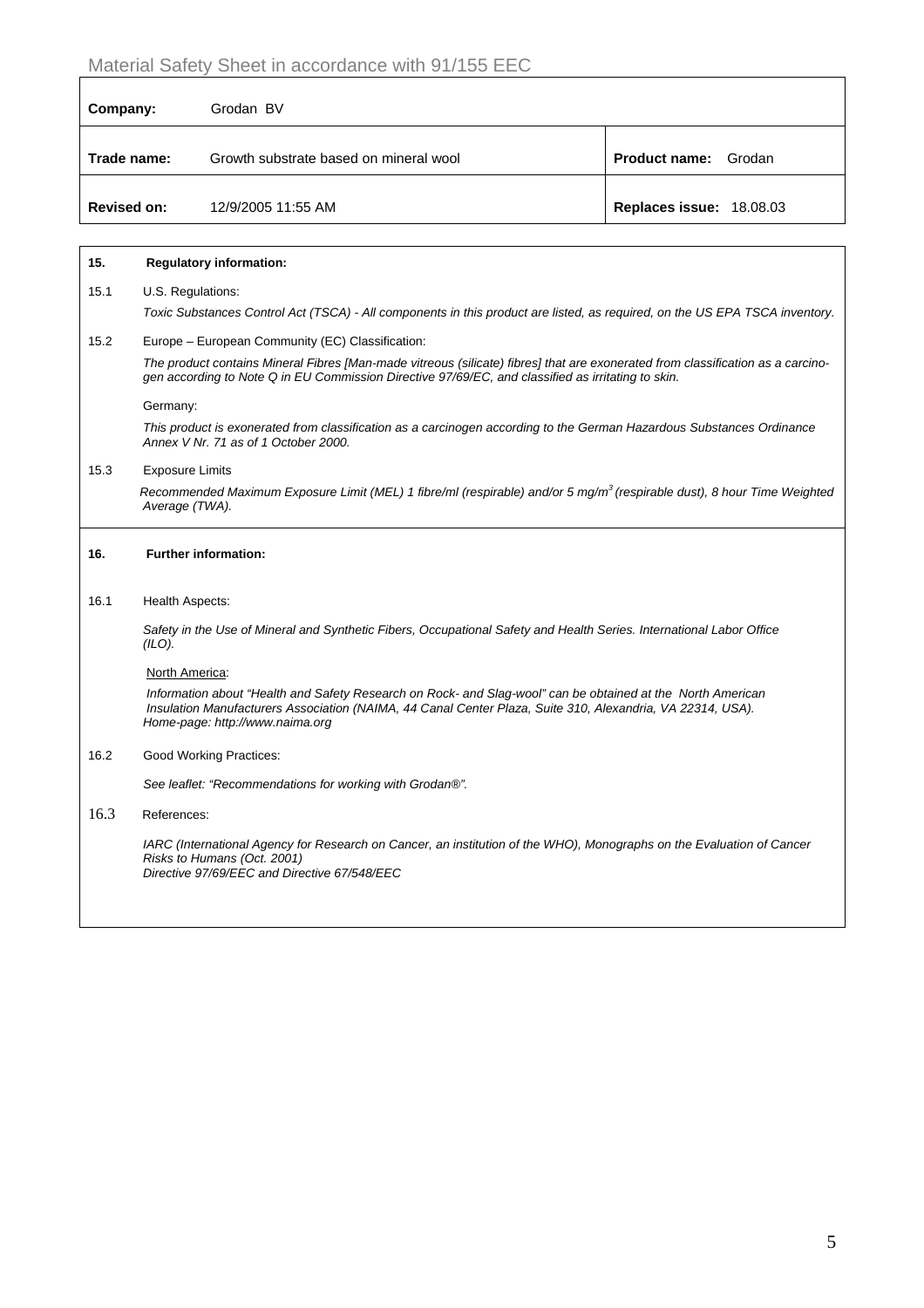Material Safety Sheet in accordance with 91/155 EEC

| | | |
|---|---|---|
| **Company:** | Grodan BV | |
| **Trade name:** | Growth substrate based on mineral wool | **Product name:** Grodan |
| **Revised on:** | 12/9/2005 11:55 AM | **Replaces issue:** 18.08.03 |

## 15. Regulatory information:

**15.1** U.S. Regulations:

*Toxic Substances Control Act (TSCA) - All components in this product are listed, as required, on the US EPA TSCA inventory.*

**15.2** Europe – European Community (EC) Classification:

*The product contains Mineral Fibres [Man-made vitreous (silicate) fibres] that are exonerated from classification as a carcinogen according to Note Q in EU Commission Directive 97/69/EC, and classified as irritating to skin.*

Germany:

*This product is exonerated from classification as a carcinogen according to the German Hazardous Substances Ordinance Annex V Nr. 71 as of 1 October 2000.*

**15.3** Exposure Limits

*Recommended Maximum Exposure Limit (MEL) 1 fibre/ml (respirable) and/or 5 mg/m$^3$ (respirable dust), 8 hour Time Weighted Average (TWA).*

## 16. Further information:

**16.1** Health Aspects:

*Safety in the Use of Mineral and Synthetic Fibers, Occupational Safety and Health Series. International Labor Office (ILO).*

North America:

*Information about "Health and Safety Research on Rock- and Slag-wool" can be obtained at the North American Insulation Manufacturers Association (NAIMA, 44 Canal Center Plaza, Suite 310, Alexandria, VA 22314, USA). Home-page: http://www.naima.org*

**16.2** Good Working Practices:

*See leaflet: "Recommendations for working with Grodan®".*

**16.3** References:

*IARC (International Agency for Research on Cancer, an institution of the WHO), Monographs on the Evaluation of Cancer Risks to Humans (Oct. 2001)*
*Directive 97/69/EEC and Directive 67/548/EEC*